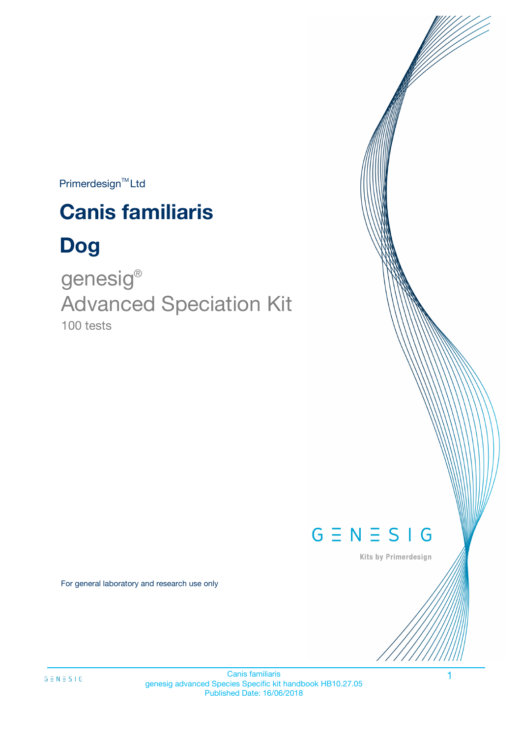Primerdesign™ Ltd

# Canis familiaris

# Dog

## genesig®
## Advanced Speciation Kit

100 tests

GENESIG

Kits by Primerdesign

For general laboratory and research use only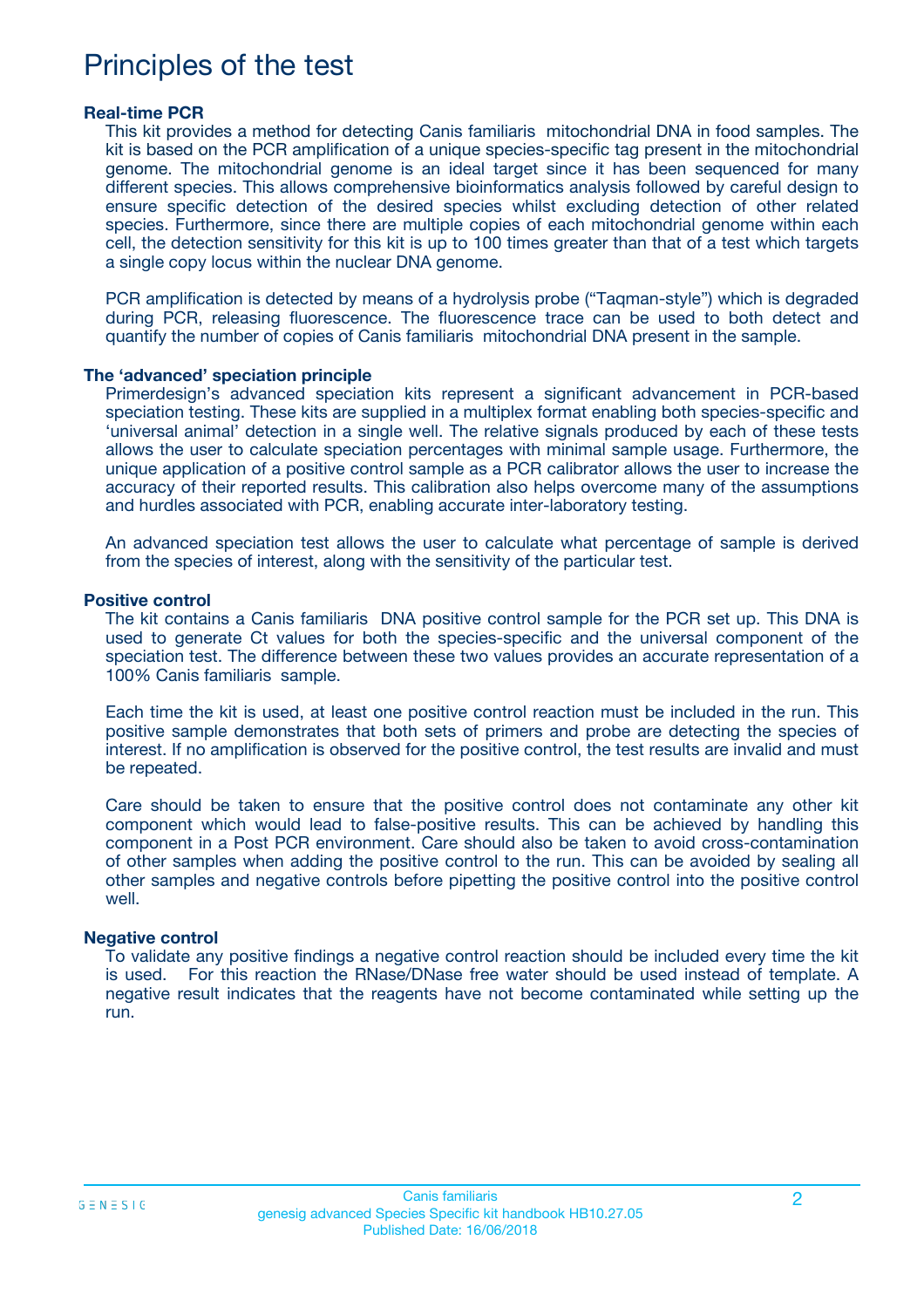# Principles of the test

### Real-time PCR

This kit provides a method for detecting Canis familiaris mitochondrial DNA in food samples. The kit is based on the PCR amplification of a unique species-specific tag present in the mitochondrial genome. The mitochondrial genome is an ideal target since it has been sequenced for many different species. This allows comprehensive bioinformatics analysis followed by careful design to ensure specific detection of the desired species whilst excluding detection of other related species. Furthermore, since there are multiple copies of each mitochondrial genome within each cell, the detection sensitivity for this kit is up to 100 times greater than that of a test which targets a single copy locus within the nuclear DNA genome.

PCR amplification is detected by means of a hydrolysis probe ("Taqman-style") which is degraded during PCR, releasing fluorescence. The fluorescence trace can be used to both detect and quantify the number of copies of Canis familiaris mitochondrial DNA present in the sample.

### The 'advanced' speciation principle

Primerdesign's advanced speciation kits represent a significant advancement in PCR-based speciation testing. These kits are supplied in a multiplex format enabling both species-specific and 'universal animal' detection in a single well. The relative signals produced by each of these tests allows the user to calculate speciation percentages with minimal sample usage. Furthermore, the unique application of a positive control sample as a PCR calibrator allows the user to increase the accuracy of their reported results. This calibration also helps overcome many of the assumptions and hurdles associated with PCR, enabling accurate inter-laboratory testing.

An advanced speciation test allows the user to calculate what percentage of sample is derived from the species of interest, along with the sensitivity of the particular test.

### Positive control

The kit contains a Canis familiaris DNA positive control sample for the PCR set up. This DNA is used to generate Ct values for both the species-specific and the universal component of the speciation test. The difference between these two values provides an accurate representation of a 100% Canis familiaris sample.

Each time the kit is used, at least one positive control reaction must be included in the run. This positive sample demonstrates that both sets of primers and probe are detecting the species of interest. If no amplification is observed for the positive control, the test results are invalid and must be repeated.

Care should be taken to ensure that the positive control does not contaminate any other kit component which would lead to false-positive results. This can be achieved by handling this component in a Post PCR environment. Care should also be taken to avoid cross-contamination of other samples when adding the positive control to the run. This can be avoided by sealing all other samples and negative controls before pipetting the positive control into the positive control well.

### Negative control

To validate any positive findings a negative control reaction should be included every time the kit is used. For this reaction the RNase/DNase free water should be used instead of template. A negative result indicates that the reagents have not become contaminated while setting up the run.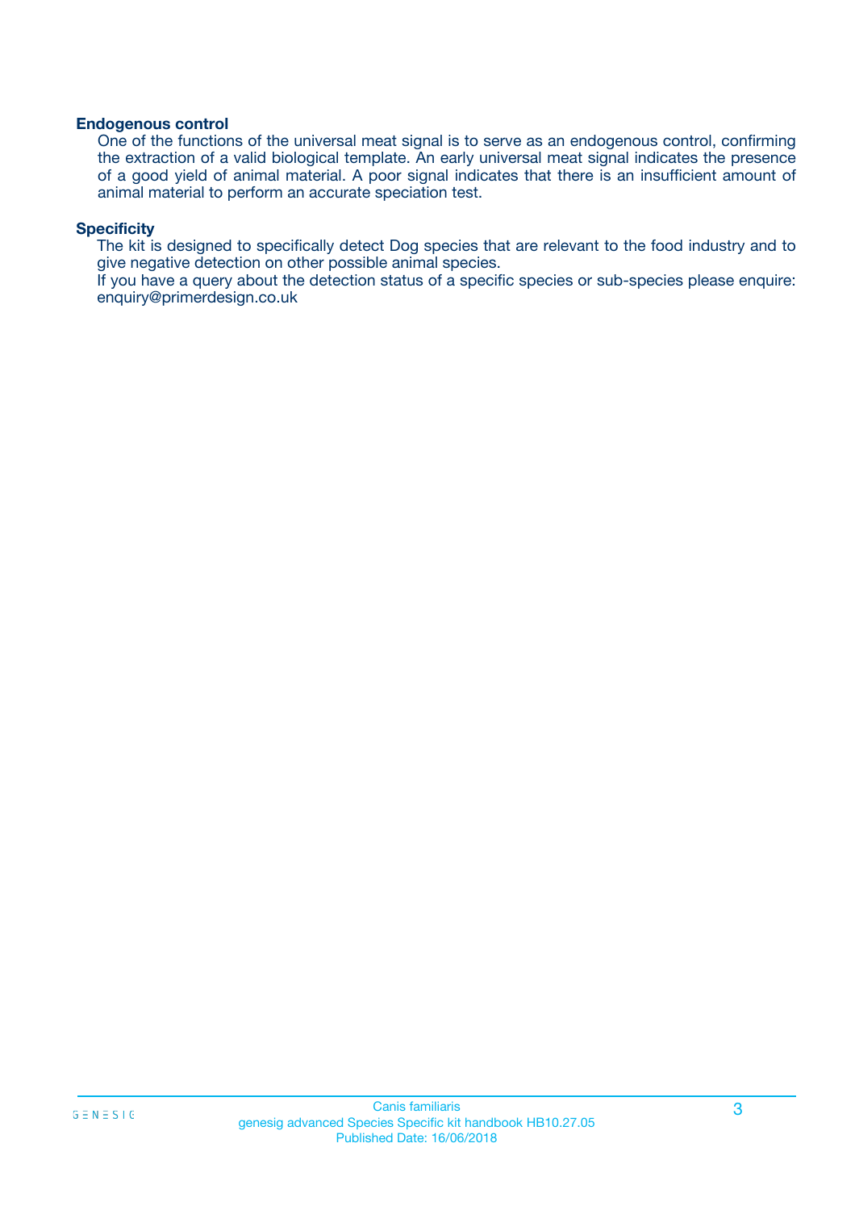### Endogenous control

One of the functions of the universal meat signal is to serve as an endogenous control, confirming the extraction of a valid biological template. An early universal meat signal indicates the presence of a good yield of animal material. A poor signal indicates that there is an insufficient amount of animal material to perform an accurate speciation test.

### Specificity

The kit is designed to specifically detect Dog species that are relevant to the food industry and to give negative detection on other possible animal species.

If you have a query about the detection status of a specific species or sub-species please enquire: enquiry@primerdesign.co.uk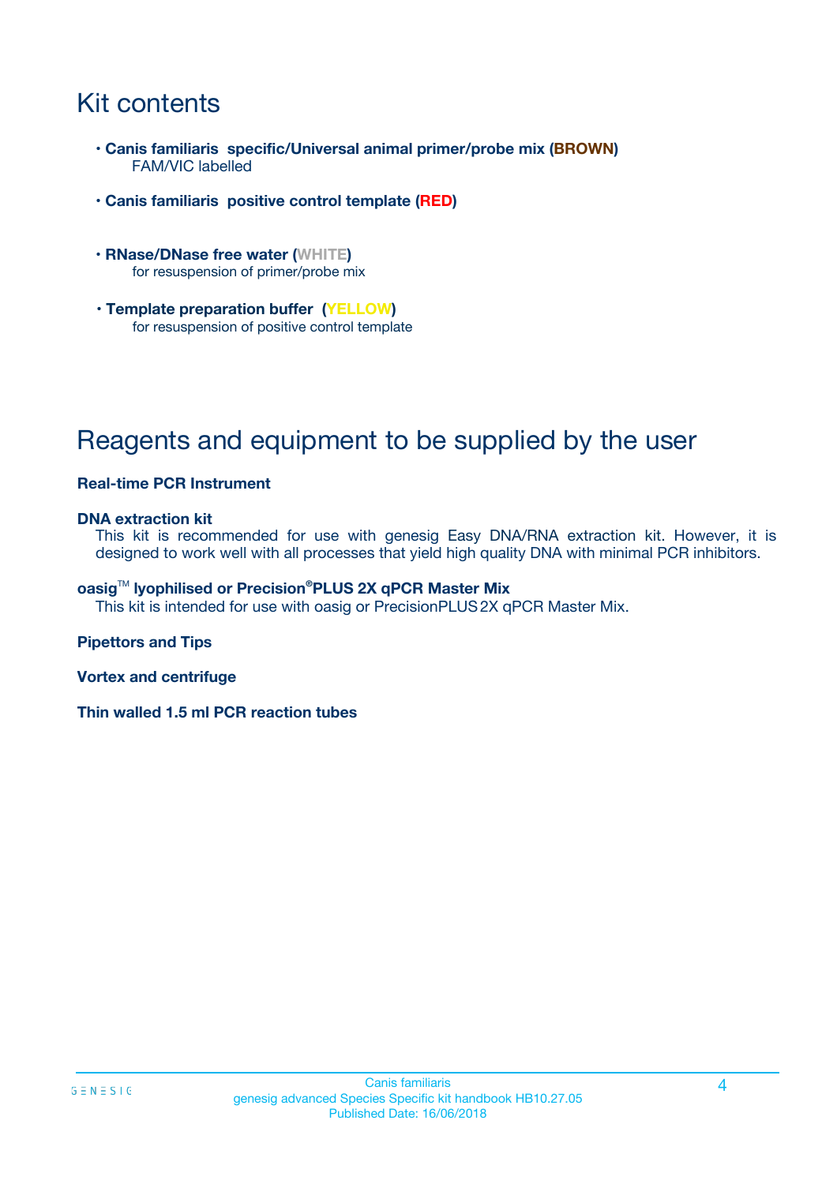# Kit contents

- **Canis familiaris specific/Universal animal primer/probe mix (BROWN)**
  FAM/VIC labelled
- **Canis familiaris positive control template (RED)**
- **RNase/DNase free water (WHITE)**
  for resuspension of primer/probe mix
- **Template preparation buffer (YELLOW)**
  for resuspension of positive control template

# Reagents and equipment to be supplied by the user

**Real-time PCR Instrument**

**DNA extraction kit**

This kit is recommended for use with genesig Easy DNA/RNA extraction kit. However, it is designed to work well with all processes that yield high quality DNA with minimal PCR inhibitors.

**oasig™ lyophilised or Precision®PLUS 2X qPCR Master Mix**

This kit is intended for use with oasig or PrecisionPLUS 2X qPCR Master Mix.

**Pipettors and Tips**

**Vortex and centrifuge**

**Thin walled 1.5 ml PCR reaction tubes**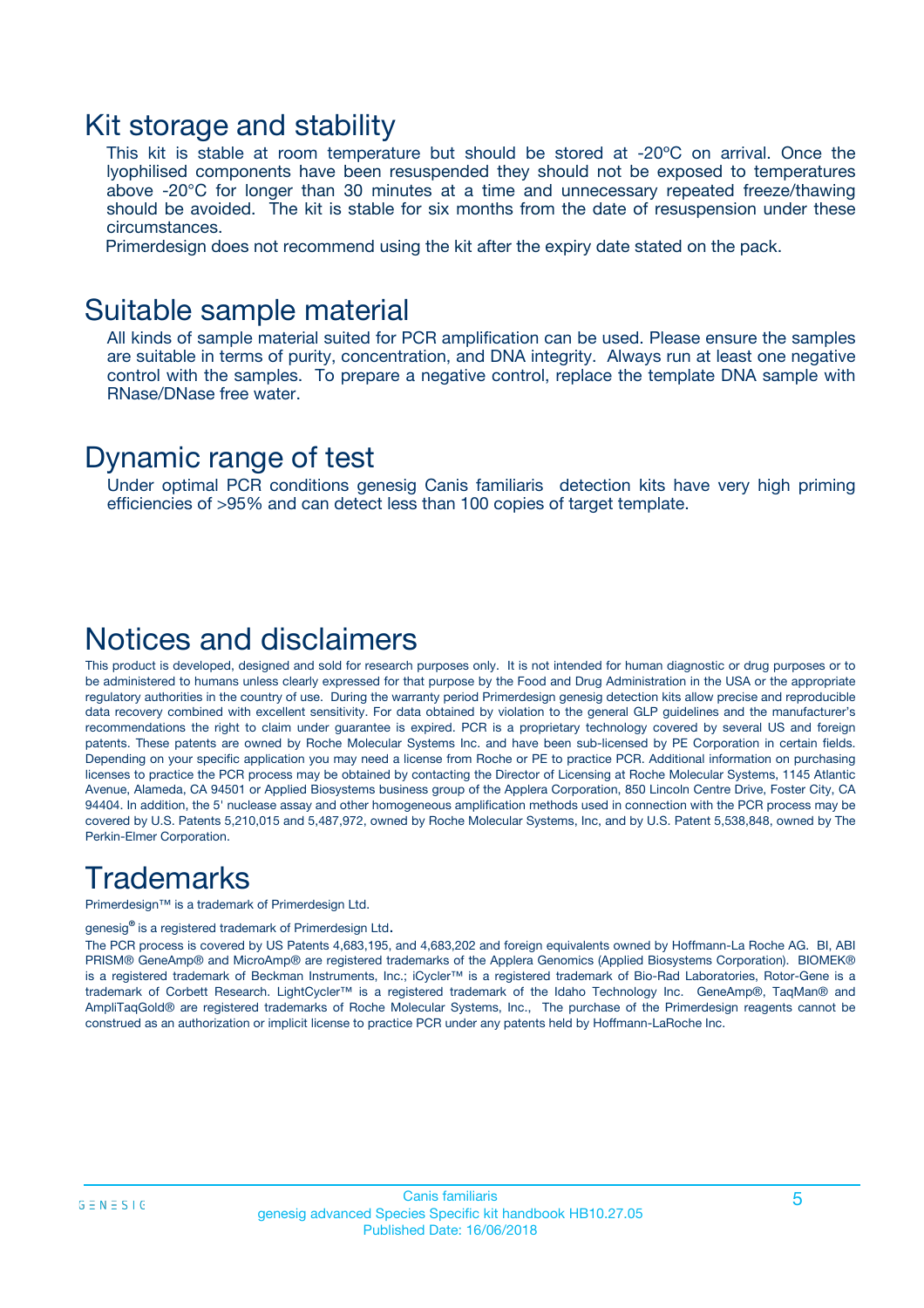## Kit storage and stability

This kit is stable at room temperature but should be stored at -20ºC on arrival. Once the lyophilised components have been resuspended they should not be exposed to temperatures above -20°C for longer than 30 minutes at a time and unnecessary repeated freeze/thawing should be avoided. The kit is stable for six months from the date of resuspension under these circumstances.

Primerdesign does not recommend using the kit after the expiry date stated on the pack.

## Suitable sample material

All kinds of sample material suited for PCR amplification can be used. Please ensure the samples are suitable in terms of purity, concentration, and DNA integrity. Always run at least one negative control with the samples. To prepare a negative control, replace the template DNA sample with RNase/DNase free water.

## Dynamic range of test

Under optimal PCR conditions genesig Canis familiaris detection kits have very high priming efficiencies of >95% and can detect less than 100 copies of target template.

## Notices and disclaimers

This product is developed, designed and sold for research purposes only. It is not intended for human diagnostic or drug purposes or to be administered to humans unless clearly expressed for that purpose by the Food and Drug Administration in the USA or the appropriate regulatory authorities in the country of use. During the warranty period Primerdesign genesig detection kits allow precise and reproducible data recovery combined with excellent sensitivity. For data obtained by violation to the general GLP guidelines and the manufacturer's recommendations the right to claim under guarantee is expired. PCR is a proprietary technology covered by several US and foreign patents. These patents are owned by Roche Molecular Systems Inc. and have been sub-licensed by PE Corporation in certain fields. Depending on your specific application you may need a license from Roche or PE to practice PCR. Additional information on purchasing licenses to practice the PCR process may be obtained by contacting the Director of Licensing at Roche Molecular Systems, 1145 Atlantic Avenue, Alameda, CA 94501 or Applied Biosystems business group of the Applera Corporation, 850 Lincoln Centre Drive, Foster City, CA 94404. In addition, the 5' nuclease assay and other homogeneous amplification methods used in connection with the PCR process may be covered by U.S. Patents 5,210,015 and 5,487,972, owned by Roche Molecular Systems, Inc, and by U.S. Patent 5,538,848, owned by The Perkin-Elmer Corporation.

## Trademarks

Primerdesign™ is a trademark of Primerdesign Ltd.

genesig® is a registered trademark of Primerdesign Ltd.

The PCR process is covered by US Patents 4,683,195, and 4,683,202 and foreign equivalents owned by Hoffmann-La Roche AG. BI, ABI PRISM® GeneAmp® and MicroAmp® are registered trademarks of the Applera Genomics (Applied Biosystems Corporation). BIOMEK® is a registered trademark of Beckman Instruments, Inc.; iCycler™ is a registered trademark of Bio-Rad Laboratories, Rotor-Gene is a trademark of Corbett Research. LightCycler™ is a registered trademark of the Idaho Technology Inc. GeneAmp®, TaqMan® and AmpliTaqGold® are registered trademarks of Roche Molecular Systems, Inc., The purchase of the Primerdesign reagents cannot be construed as an authorization or implicit license to practice PCR under any patents held by Hoffmann-LaRoche Inc.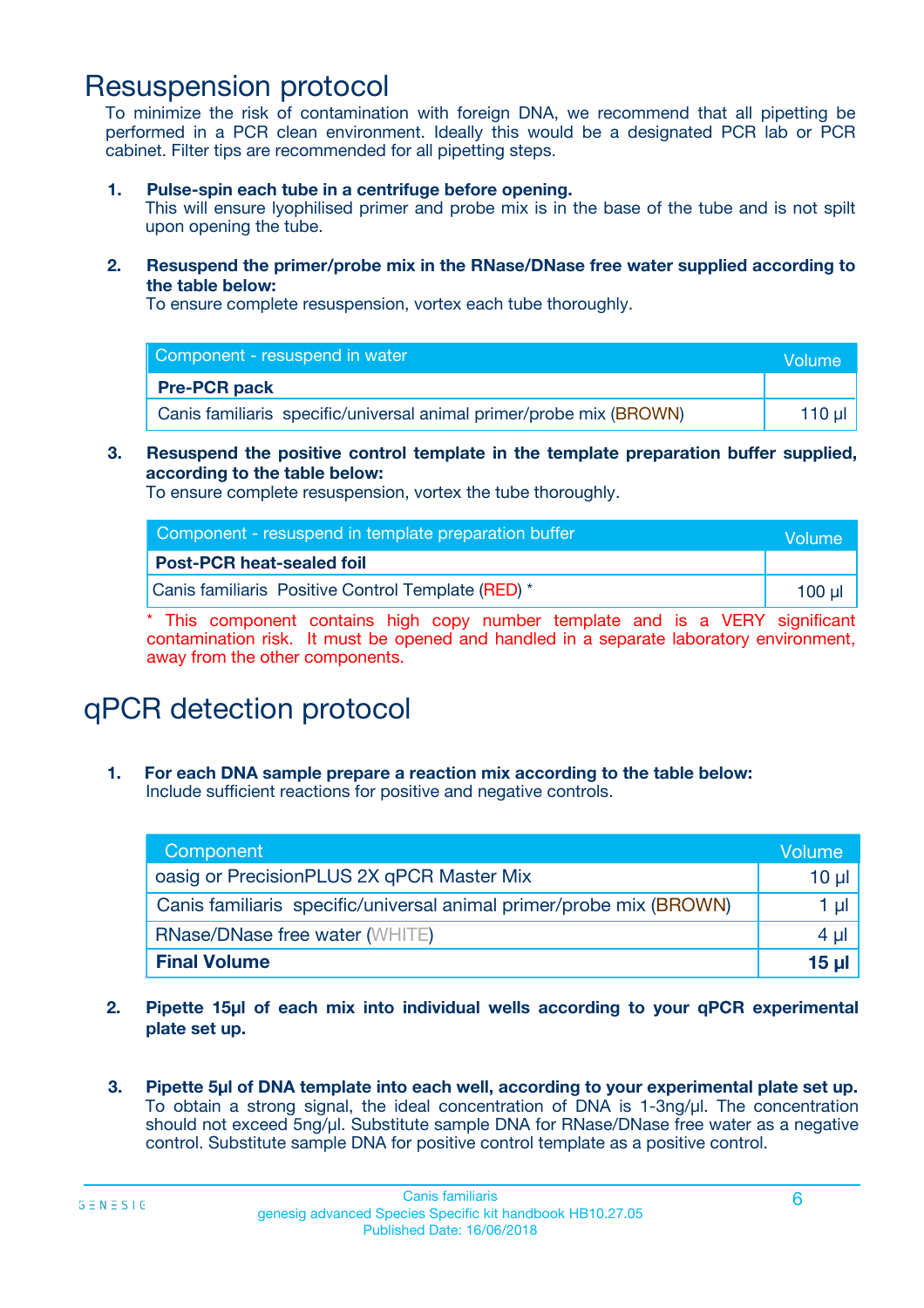# Resuspension protocol

To minimize the risk of contamination with foreign DNA, we recommend that all pipetting be performed in a PCR clean environment. Ideally this would be a designated PCR lab or PCR cabinet. Filter tips are recommended for all pipetting steps.

1. **Pulse-spin each tube in a centrifuge before opening.**
   This will ensure lyophilised primer and probe mix is in the base of the tube and is not spilt upon opening the tube.

2. **Resuspend the primer/probe mix in the RNase/DNase free water supplied according to the table below:**
   To ensure complete resuspension, vortex each tube thoroughly.

| Component - resuspend in water | Volume |
|---|---|
| **Pre-PCR pack** | |
| Canis familiaris specific/universal animal primer/probe mix (BROWN) | 110 µl |

3. **Resuspend the positive control template in the template preparation buffer supplied, according to the table below:**
   To ensure complete resuspension, vortex the tube thoroughly.

| Component - resuspend in template preparation buffer | Volume |
|---|---|
| **Post-PCR heat-sealed foil** | |
| Canis familiaris Positive Control Template (RED) * | 100 µl |

\* This component contains high copy number template and is a VERY significant contamination risk. It must be opened and handled in a separate laboratory environment, away from the other components.

# qPCR detection protocol

1. **For each DNA sample prepare a reaction mix according to the table below:**
   Include sufficient reactions for positive and negative controls.

| Component | Volume |
|---|---|
| oasig or PrecisionPLUS 2X qPCR Master Mix | 10 µl |
| Canis familiaris specific/universal animal primer/probe mix (BROWN) | 1 µl |
| RNase/DNase free water (WHITE) | 4 µl |
| **Final Volume** | **15 µl** |

2. **Pipette 15µl of each mix into individual wells according to your qPCR experimental plate set up.**

3. **Pipette 5µl of DNA template into each well, according to your experimental plate set up.**
   To obtain a strong signal, the ideal concentration of DNA is 1-3ng/µl. The concentration should not exceed 5ng/µl. Substitute sample DNA for RNase/DNase free water as a negative control. Substitute sample DNA for positive control template as a positive control.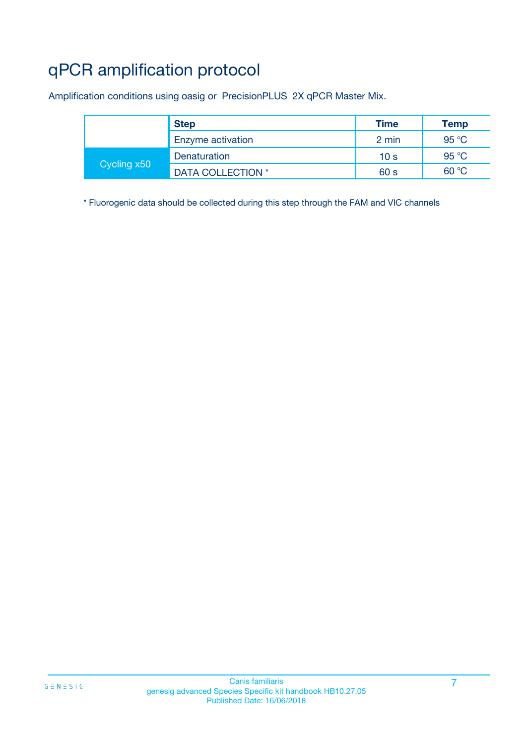# qPCR amplification protocol

Amplification conditions using oasig or PrecisionPLUS 2X qPCR Master Mix.

| | Step | Time | Temp |
|---|---|---|---|
| | Enzyme activation | 2 min | 95 °C |
| Cycling x50 | Denaturation | 10 s | 95 °C |
| | DATA COLLECTION * | 60 s | 60 °C |

* Fluorogenic data should be collected during this step through the FAM and VIC channels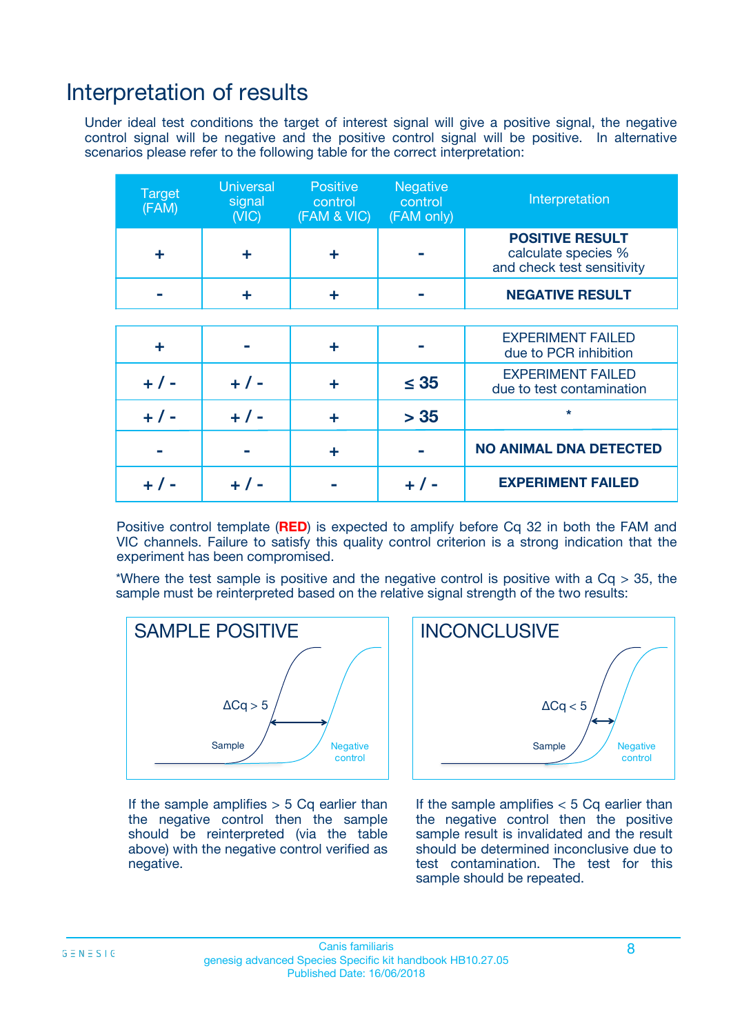# Interpretation of results

Under ideal test conditions the target of interest signal will give a positive signal, the negative control signal will be negative and the positive control signal will be positive. In alternative scenarios please refer to the following table for the correct interpretation:

| Target (FAM) | Universal signal (VIC) | Positive control (FAM & VIC) | Negative control (FAM only) | Interpretation |
|---|---|---|---|---|
| + | + | + | - | **POSITIVE RESULT** calculate species % and check test sensitivity |
| - | + | + | - | **NEGATIVE RESULT** |
| + | - | + | - | EXPERIMENT FAILED due to PCR inhibition |
| + / - | + / - | + | ≤ 35 | EXPERIMENT FAILED due to test contamination |
| + / - | + / - | + | > 35 | * |
| - | - | + | - | **NO ANIMAL DNA DETECTED** |
| + / - | + / - | - | + / - | **EXPERIMENT FAILED** |

Positive control template (**RED**) is expected to amplify before Cq 32 in both the FAM and VIC channels. Failure to satisfy this quality control criterion is a strong indication that the experiment has been compromised.

*Where the test sample is positive and the negative control is positive with a Cq > 35, the sample must be reinterpreted based on the relative signal strength of the two results:

**SAMPLE POSITIVE**

$\Delta Cq > 5$

Sample — Negative control

If the sample amplifies > 5 Cq earlier than the negative control then the sample should be reinterpreted (via the table above) with the negative control verified as negative.

**INCONCLUSIVE**

$\Delta Cq < 5$

Sample — Negative control

If the sample amplifies < 5 Cq earlier than the negative control then the positive sample result is invalidated and the result should be determined inconclusive due to test contamination. The test for this sample should be repeated.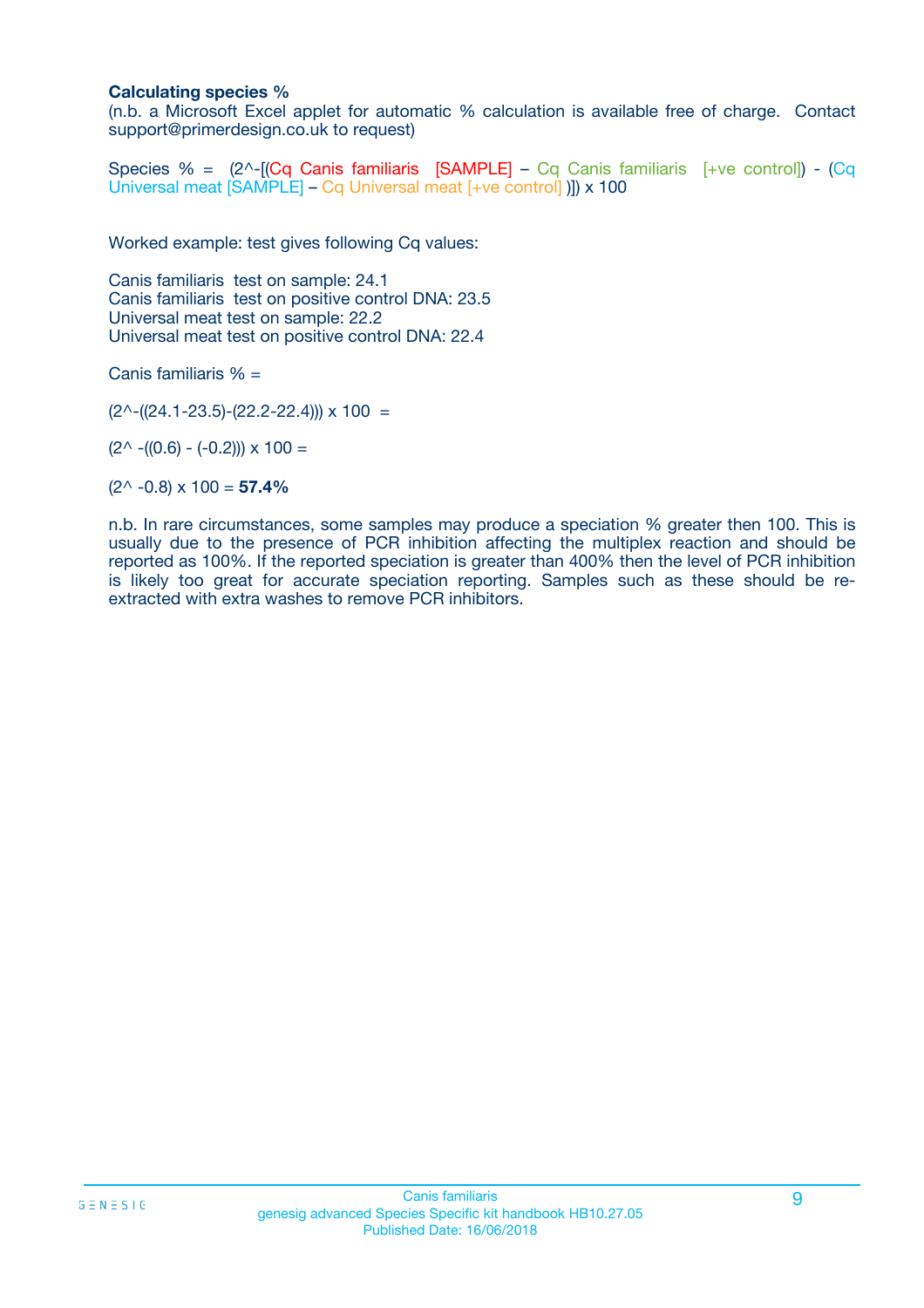**Calculating species %**

(n.b. a Microsoft Excel applet for automatic % calculation is available free of charge. Contact support@primerdesign.co.uk to request)

Species % = (2^-[(Cq Canis familiaris [SAMPLE] – Cq Canis familiaris [+ve control]) - (Cq Universal meat [SAMPLE] – Cq Universal meat [+ve control] )]) x 100

Worked example: test gives following Cq values:

Canis familiaris test on sample: 24.1
Canis familiaris test on positive control DNA: 23.5
Universal meat test on sample: 22.2
Universal meat test on positive control DNA: 22.4

Canis familiaris % =

(2^-((24.1-23.5)-(22.2-22.4))) x 100 =

(2^ -((0.6) - (-0.2))) x 100 =

(2^ -0.8) x 100 = **57.4%**

n.b. In rare circumstances, some samples may produce a speciation % greater then 100. This is usually due to the presence of PCR inhibition affecting the multiplex reaction and should be reported as 100%. If the reported speciation is greater than 400% then the level of PCR inhibition is likely too great for accurate speciation reporting. Samples such as these should be re-extracted with extra washes to remove PCR inhibitors.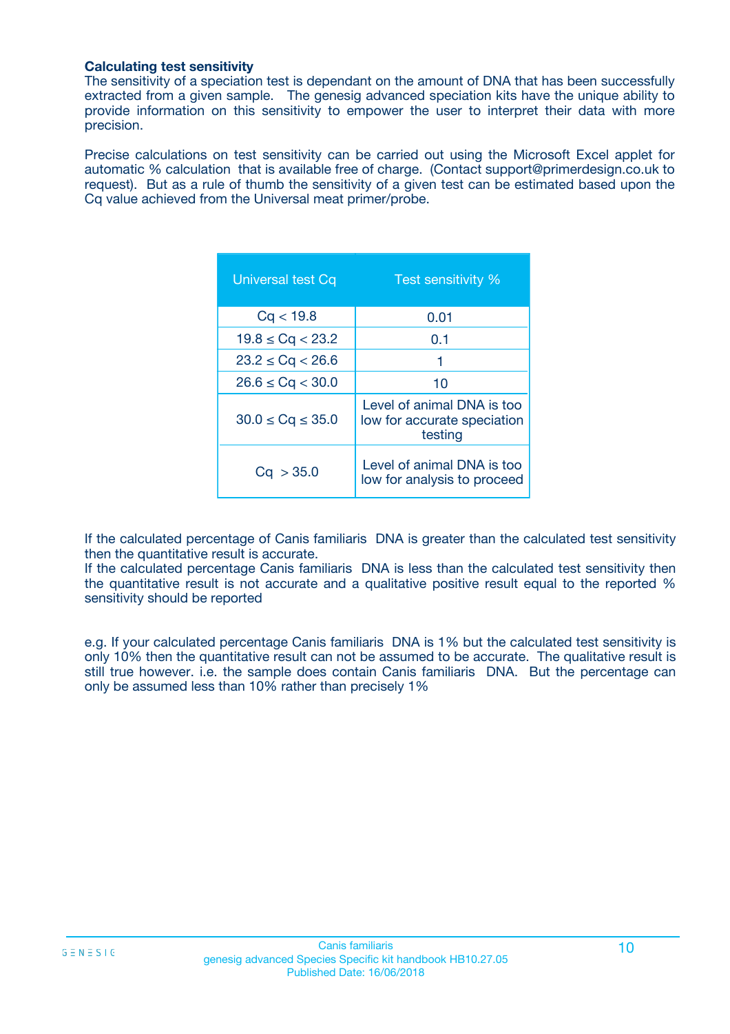### Calculating test sensitivity

The sensitivity of a speciation test is dependant on the amount of DNA that has been successfully extracted from a given sample. The genesig advanced speciation kits have the unique ability to provide information on this sensitivity to empower the user to interpret their data with more precision.

Precise calculations on test sensitivity can be carried out using the Microsoft Excel applet for automatic % calculation that is available free of charge. (Contact support@primerdesign.co.uk to request). But as a rule of thumb the sensitivity of a given test can be estimated based upon the Cq value achieved from the Universal meat primer/probe.

| Universal test Cq | Test sensitivity % |
|---|---|
| Cq < 19.8 | 0.01 |
| 19.8 ≤ Cq < 23.2 | 0.1 |
| 23.2 ≤ Cq < 26.6 | 1 |
| 26.6 ≤ Cq < 30.0 | 10 |
| 30.0 ≤ Cq ≤ 35.0 | Level of animal DNA is too low for accurate speciation testing |
| Cq > 35.0 | Level of animal DNA is too low for analysis to proceed |

If the calculated percentage of Canis familiaris DNA is greater than the calculated test sensitivity then the quantitative result is accurate.
If the calculated percentage Canis familiaris DNA is less than the calculated test sensitivity then the quantitative result is not accurate and a qualitative positive result equal to the reported % sensitivity should be reported

e.g. If your calculated percentage Canis familiaris DNA is 1% but the calculated test sensitivity is only 10% then the quantitative result can not be assumed to be accurate. The qualitative result is still true however. i.e. the sample does contain Canis familiaris DNA. But the percentage can only be assumed less than 10% rather than precisely 1%